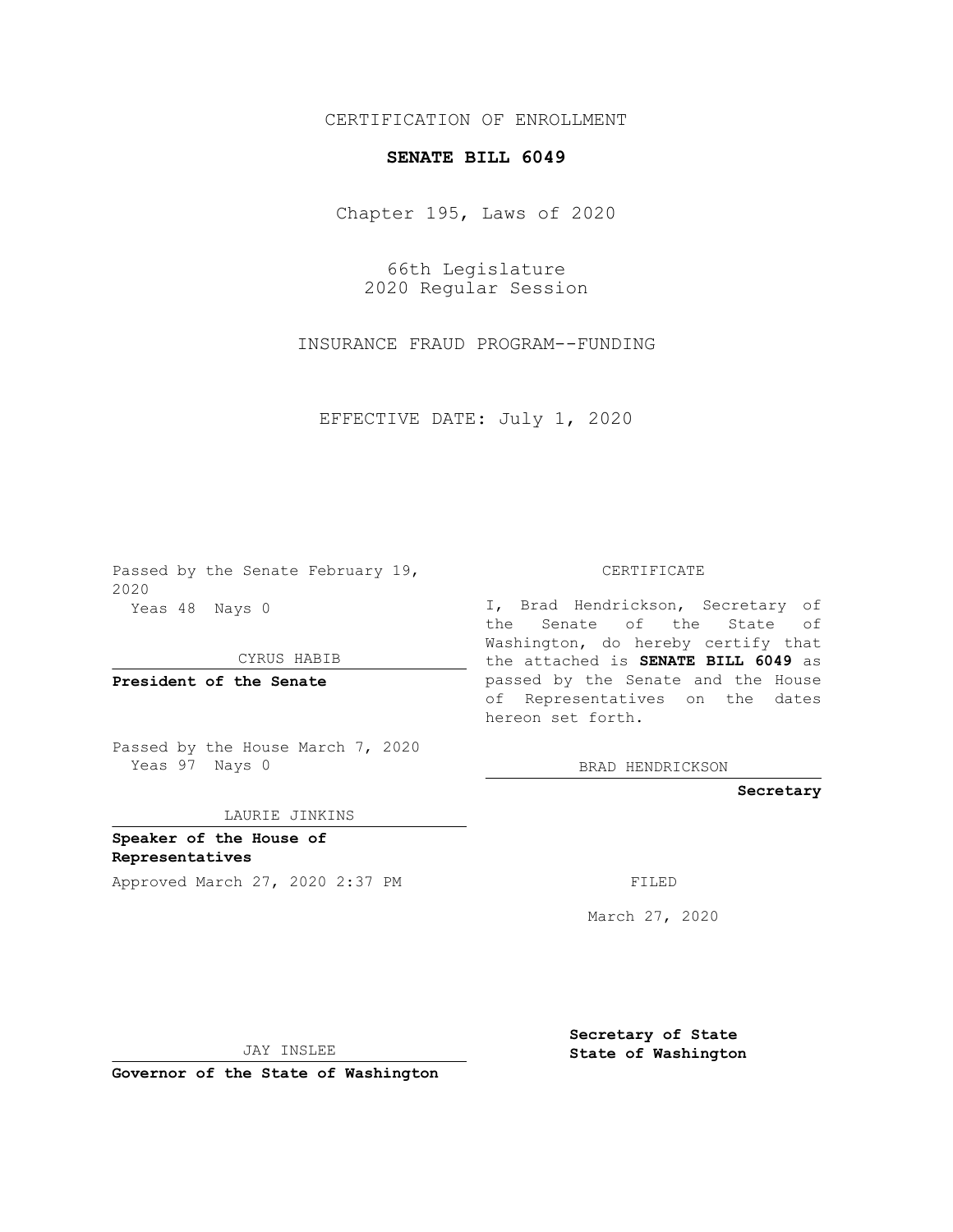CERTIFICATION OF ENROLLMENT

**SENATE BILL 6049**

Chapter 195, Laws of 2020

66th Legislature
2020 Regular Session

INSURANCE FRAUD PROGRAM--FUNDING

EFFECTIVE DATE: July 1, 2020

Passed by the Senate February 19, 2020
Yeas 48 Nays 0

CYRUS HABIB

**President of the Senate**

Passed by the House March 7, 2020
Yeas 97 Nays 0

LAURIE JINKINS

**Speaker of the House of Representatives**

Approved March 27, 2020 2:37 PM

JAY INSLEE

**Governor of the State of Washington**

CERTIFICATE

I, Brad Hendrickson, Secretary of the Senate of the State of Washington, do hereby certify that the attached is **SENATE BILL 6049** as passed by the Senate and the House of Representatives on the dates hereon set forth.

BRAD HENDRICKSON

**Secretary**

FILED

March 27, 2020

**Secretary of State**
**State of Washington**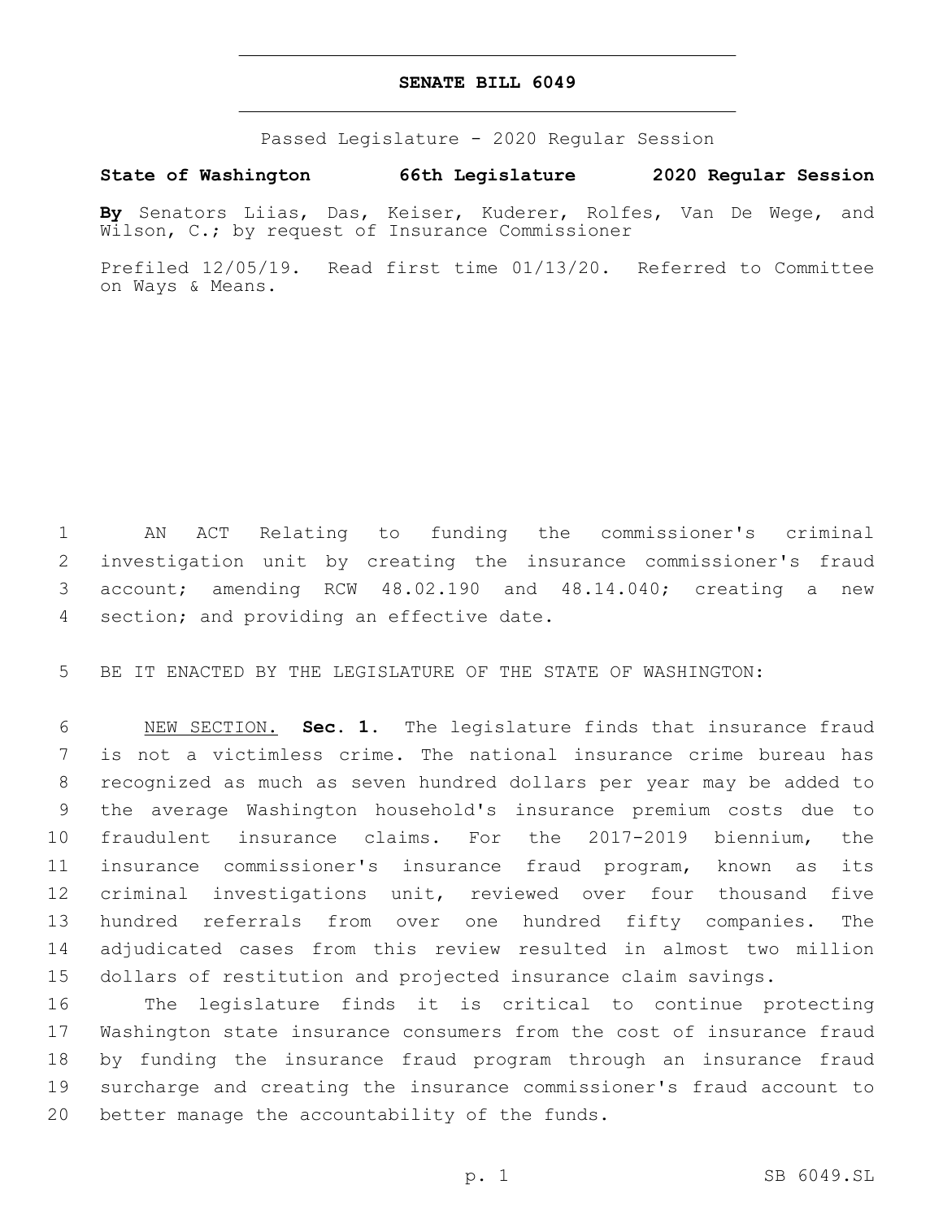# SENATE BILL 6049

Passed Legislature - 2020 Regular Session

**State of Washington 66th Legislature 2020 Regular Session**

**By** Senators Liias, Das, Keiser, Kuderer, Rolfes, Van De Wege, and Wilson, C.; by request of Insurance Commissioner

Prefiled 12/05/19. Read first time 01/13/20. Referred to Committee on Ways & Means.

AN ACT Relating to funding the commissioner's criminal investigation unit by creating the insurance commissioner's fraud account; amending RCW 48.02.190 and 48.14.040; creating a new section; and providing an effective date.

BE IT ENACTED BY THE LEGISLATURE OF THE STATE OF WASHINGTON:

NEW SECTION. **Sec. 1.** The legislature finds that insurance fraud is not a victimless crime. The national insurance crime bureau has recognized as much as seven hundred dollars per year may be added to the average Washington household's insurance premium costs due to fraudulent insurance claims. For the 2017-2019 biennium, the insurance commissioner's insurance fraud program, known as its criminal investigations unit, reviewed over four thousand five hundred referrals from over one hundred fifty companies. The adjudicated cases from this review resulted in almost two million dollars of restitution and projected insurance claim savings.

The legislature finds it is critical to continue protecting Washington state insurance consumers from the cost of insurance fraud by funding the insurance fraud program through an insurance fraud surcharge and creating the insurance commissioner's fraud account to better manage the accountability of the funds.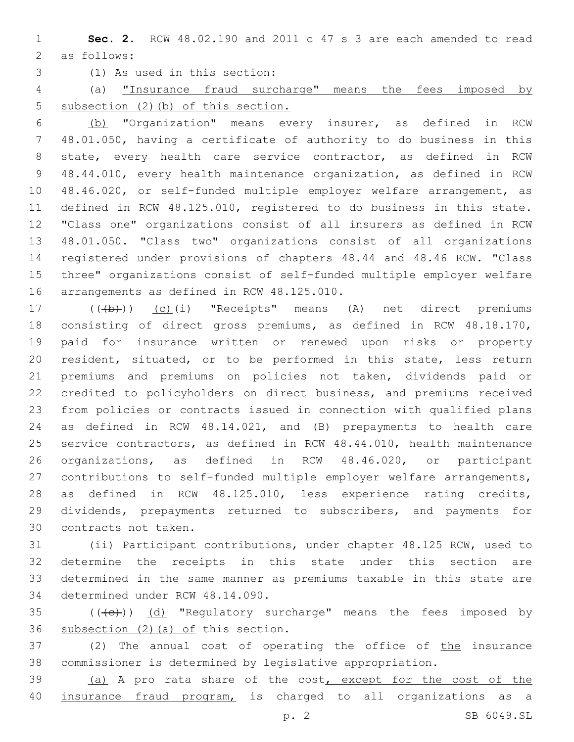**Sec. 2.** RCW 48.02.190 and 2011 c 47 s 3 are each amended to read as follows:

(1) As used in this section:

(a) "Insurance fraud surcharge" means the fees imposed by subsection (2)(b) of this section.

(b) "Organization" means every insurer, as defined in RCW 48.01.050, having a certificate of authority to do business in this state, every health care service contractor, as defined in RCW 48.44.010, every health maintenance organization, as defined in RCW 48.46.020, or self-funded multiple employer welfare arrangement, as defined in RCW 48.125.010, registered to do business in this state. "Class one" organizations consist of all insurers as defined in RCW 48.01.050. "Class two" organizations consist of all organizations registered under provisions of chapters 48.44 and 48.46 RCW. "Class three" organizations consist of self-funded multiple employer welfare arrangements as defined in RCW 48.125.010.

((~~(b)~~)) (c)(i) "Receipts" means (A) net direct premiums consisting of direct gross premiums, as defined in RCW 48.18.170, paid for insurance written or renewed upon risks or property resident, situated, or to be performed in this state, less return premiums and premiums on policies not taken, dividends paid or credited to policyholders on direct business, and premiums received from policies or contracts issued in connection with qualified plans as defined in RCW 48.14.021, and (B) prepayments to health care service contractors, as defined in RCW 48.44.010, health maintenance organizations, as defined in RCW 48.46.020, or participant contributions to self-funded multiple employer welfare arrangements, as defined in RCW 48.125.010, less experience rating credits, dividends, prepayments returned to subscribers, and payments for contracts not taken.

(ii) Participant contributions, under chapter 48.125 RCW, used to determine the receipts in this state under this section are determined in the same manner as premiums taxable in this state are determined under RCW 48.14.090.

((~~(c)~~)) (d) "Regulatory surcharge" means the fees imposed by subsection (2)(a) of this section.

(2) The annual cost of operating the office of the insurance commissioner is determined by legislative appropriation.

(a) A pro rata share of the cost, except for the cost of the insurance fraud program, is charged to all organizations as a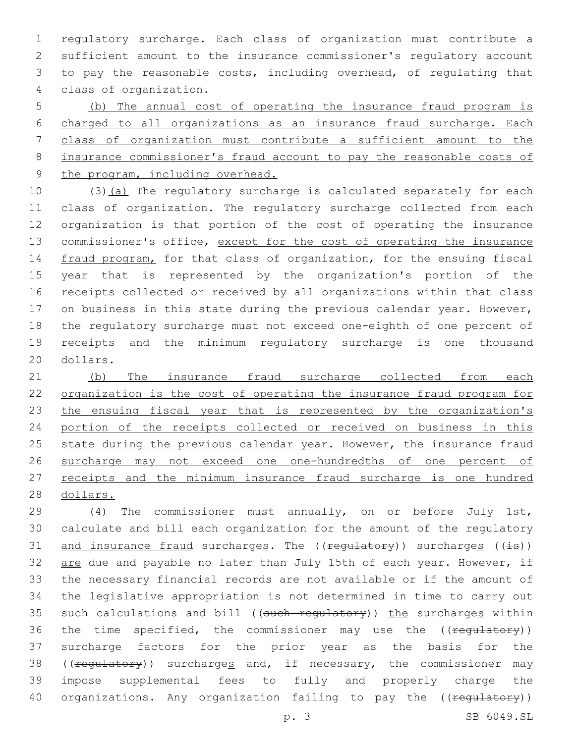regulatory surcharge. Each class of organization must contribute a sufficient amount to the insurance commissioner's regulatory account to pay the reasonable costs, including overhead, of regulating that class of organization.

(b) The annual cost of operating the insurance fraud program is charged to all organizations as an insurance fraud surcharge. Each class of organization must contribute a sufficient amount to the insurance commissioner's fraud account to pay the reasonable costs of the program, including overhead.

(3)(a) The regulatory surcharge is calculated separately for each class of organization. The regulatory surcharge collected from each organization is that portion of the cost of operating the insurance commissioner's office, except for the cost of operating the insurance fraud program, for that class of organization, for the ensuing fiscal year that is represented by the organization's portion of the receipts collected or received by all organizations within that class on business in this state during the previous calendar year. However, the regulatory surcharge must not exceed one-eighth of one percent of receipts and the minimum regulatory surcharge is one thousand dollars.

(b) The insurance fraud surcharge collected from each organization is the cost of operating the insurance fraud program for the ensuing fiscal year that is represented by the organization's portion of the receipts collected or received on business in this state during the previous calendar year. However, the insurance fraud surcharge may not exceed one one-hundredths of one percent of receipts and the minimum insurance fraud surcharge is one hundred dollars.

(4) The commissioner must annually, on or before July 1st, calculate and bill each organization for the amount of the regulatory and insurance fraud surcharges. The ((~~regulatory~~)) surcharges ((~~is~~)) are due and payable no later than July 15th of each year. However, if the necessary financial records are not available or if the amount of the legislative appropriation is not determined in time to carry out such calculations and bill ((~~such regulatory~~)) the surcharges within the time specified, the commissioner may use the ((~~regulatory~~)) surcharge factors for the prior year as the basis for the ((~~regulatory~~)) surcharges and, if necessary, the commissioner may impose supplemental fees to fully and properly charge the organizations. Any organization failing to pay the ((~~regulatory~~))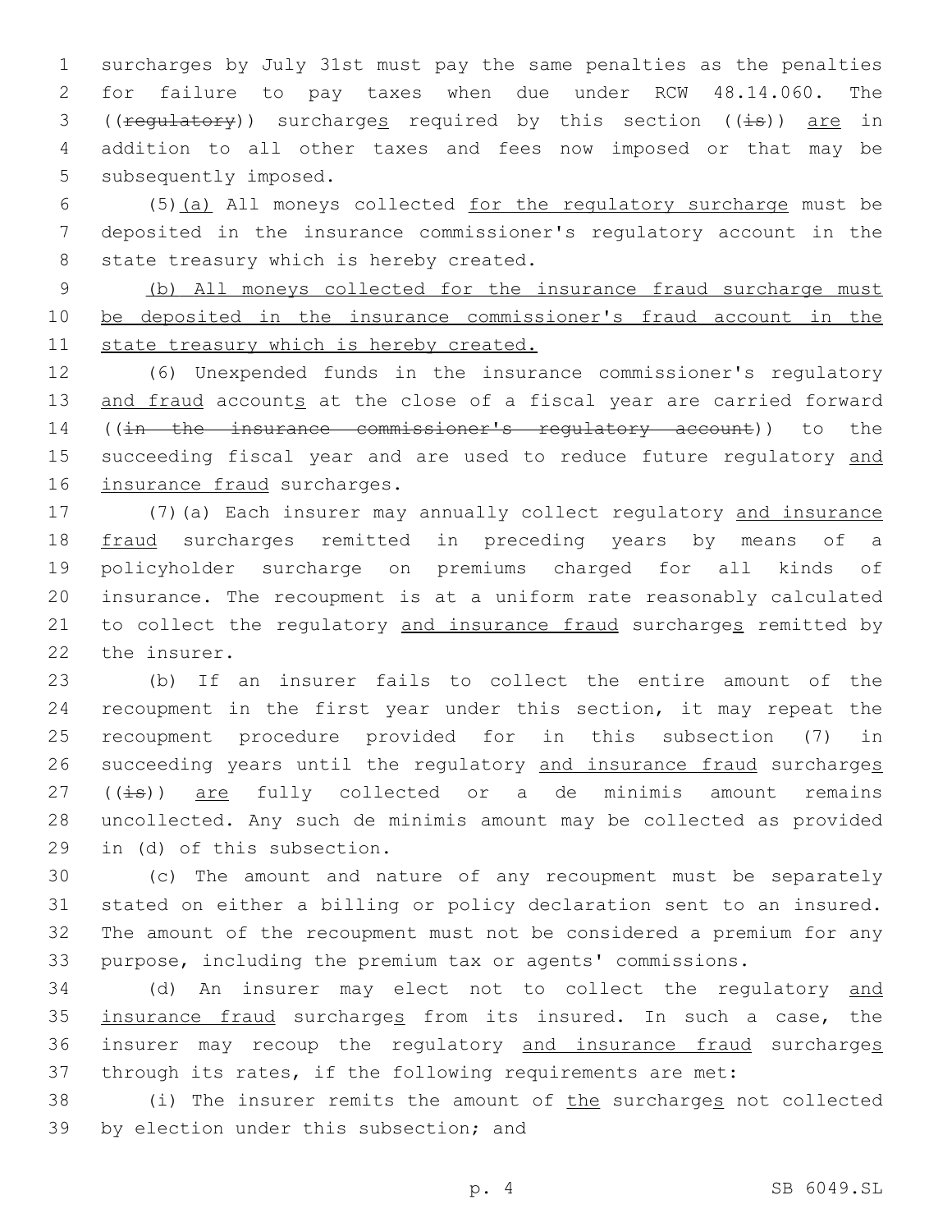surcharges by July 31st must pay the same penalties as the penalties for failure to pay taxes when due under RCW 48.14.060. The ((~~regulatory~~)) surcharge<u>s</u> required by this section ((~~is~~)) <u>are</u> in addition to all other taxes and fees now imposed or that may be subsequently imposed.

(5)<u>(a)</u> All moneys collected <u>for the regulatory surcharge</u> must be deposited in the insurance commissioner's regulatory account in the state treasury which is hereby created.

<u>(b) All moneys collected for the insurance fraud surcharge must be deposited in the insurance commissioner's fraud account in the state treasury which is hereby created.</u>

(6) Unexpended funds in the insurance commissioner's regulatory <u>and fraud</u> account<u>s</u> at the close of a fiscal year are carried forward ((~~in the insurance commissioner's regulatory account~~)) to the succeeding fiscal year and are used to reduce future regulatory <u>and insurance fraud</u> surcharges.

(7)(a) Each insurer may annually collect regulatory <u>and insurance fraud</u> surcharges remitted in preceding years by means of a policyholder surcharge on premiums charged for all kinds of insurance. The recoupment is at a uniform rate reasonably calculated to collect the regulatory <u>and insurance fraud</u> surcharge<u>s</u> remitted by the insurer.

(b) If an insurer fails to collect the entire amount of the recoupment in the first year under this section, it may repeat the recoupment procedure provided for in this subsection (7) in succeeding years until the regulatory <u>and insurance fraud</u> surcharge<u>s</u> ((~~is~~)) <u>are</u> fully collected or a de minimis amount remains uncollected. Any such de minimis amount may be collected as provided in (d) of this subsection.

(c) The amount and nature of any recoupment must be separately stated on either a billing or policy declaration sent to an insured. The amount of the recoupment must not be considered a premium for any purpose, including the premium tax or agents' commissions.

(d) An insurer may elect not to collect the regulatory <u>and insurance fraud</u> surcharge<u>s</u> from its insured. In such a case, the insurer may recoup the regulatory <u>and insurance fraud</u> surcharge<u>s</u> through its rates, if the following requirements are met:

(i) The insurer remits the amount of <u>the</u> surcharge<u>s</u> not collected by election under this subsection; and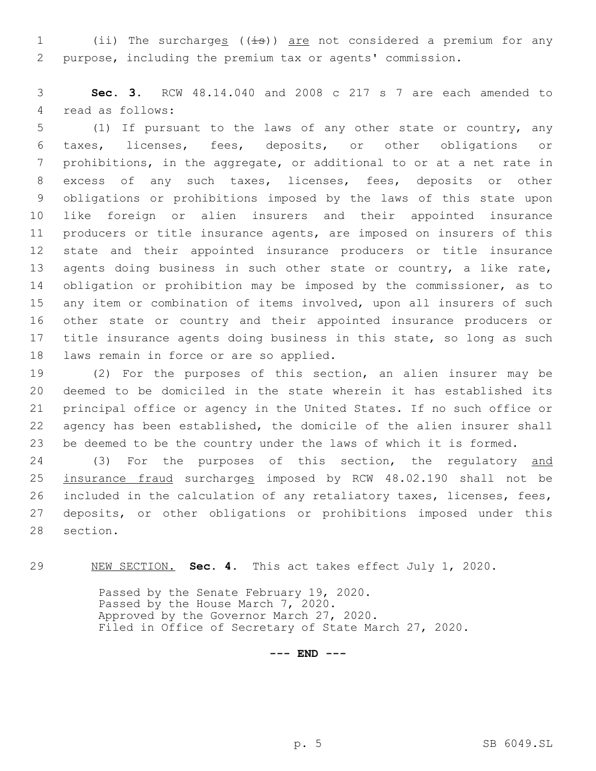(ii) The surcharges ((is)) are not considered a premium for any purpose, including the premium tax or agents' commission.

**Sec. 3.** RCW 48.14.040 and 2008 c 217 s 7 are each amended to read as follows:

(1) If pursuant to the laws of any other state or country, any taxes, licenses, fees, deposits, or other obligations or prohibitions, in the aggregate, or additional to or at a net rate in excess of any such taxes, licenses, fees, deposits or other obligations or prohibitions imposed by the laws of this state upon like foreign or alien insurers and their appointed insurance producers or title insurance agents, are imposed on insurers of this state and their appointed insurance producers or title insurance agents doing business in such other state or country, a like rate, obligation or prohibition may be imposed by the commissioner, as to any item or combination of items involved, upon all insurers of such other state or country and their appointed insurance producers or title insurance agents doing business in this state, so long as such laws remain in force or are so applied.

(2) For the purposes of this section, an alien insurer may be deemed to be domiciled in the state wherein it has established its principal office or agency in the United States. If no such office or agency has been established, the domicile of the alien insurer shall be deemed to be the country under the laws of which it is formed.

(3) For the purposes of this section, the regulatory and insurance fraud surcharges imposed by RCW 48.02.190 shall not be included in the calculation of any retaliatory taxes, licenses, fees, deposits, or other obligations or prohibitions imposed under this section.

NEW SECTION. **Sec. 4.** This act takes effect July 1, 2020.

Passed by the Senate February 19, 2020.
Passed by the House March 7, 2020.
Approved by the Governor March 27, 2020.
Filed in Office of Secretary of State March 27, 2020.

**--- END ---**